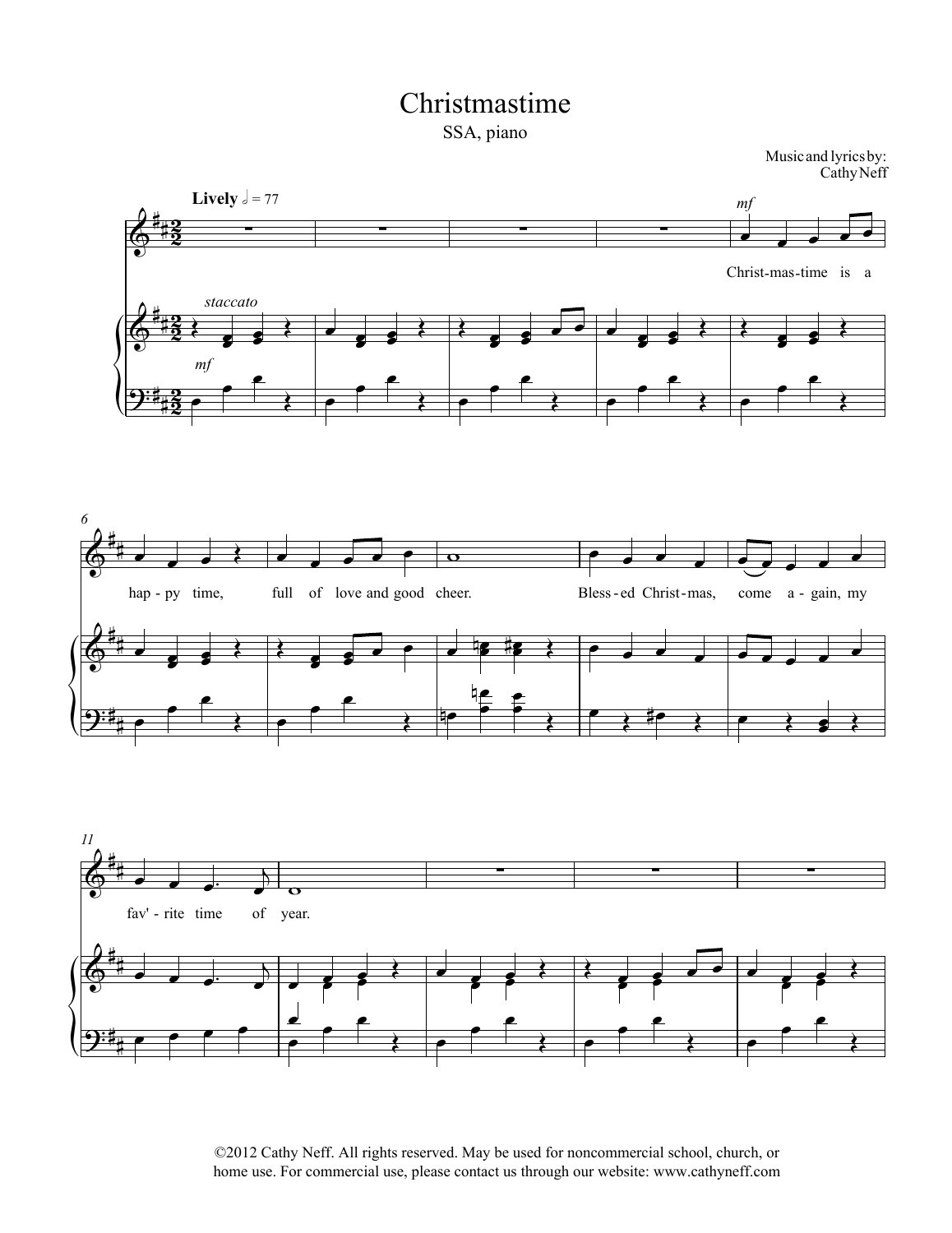# Christmastime

SSA, piano

Music and lyrics by:
Cathy Neff

**Lively** ♩ = 77

*mf*

Christ-mas-time is a hap-py time, full of love and good cheer. Bless-ed Christ-mas, come a-gain, my fav'-rite time of year.

©2012 Cathy Neff. All rights reserved. May be used for noncommercial school, church, or home use. For commercial use, please contact us through our website: www.cathyneff.com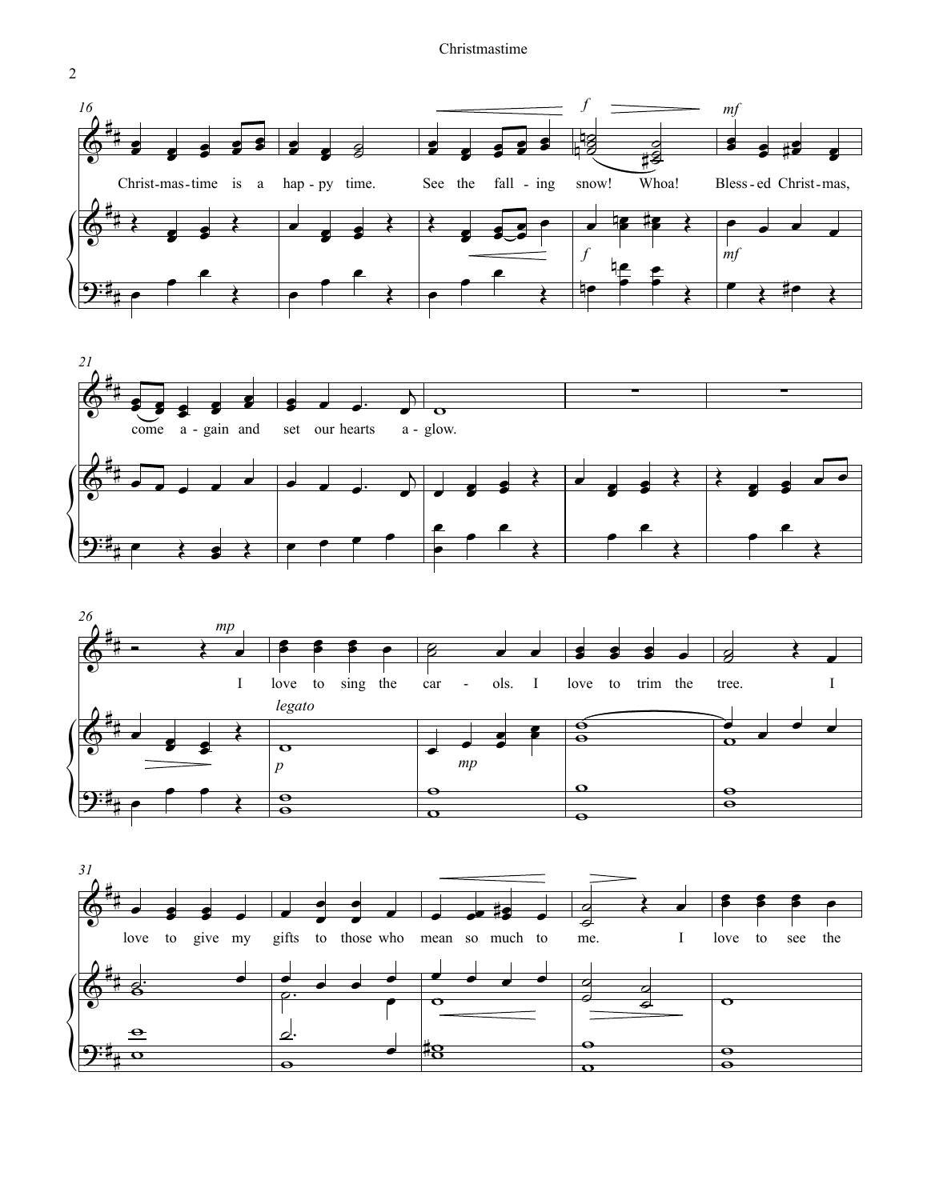Christ-mas-time is a hap-py time. See the fall-ing snow! Whoa! Bless-ed Christ-mas, come a-gain and set our hearts a-glow.

I love to sing the car-ols. I love to trim the tree. I love to give my gifts to those who mean so much to me. I love to see the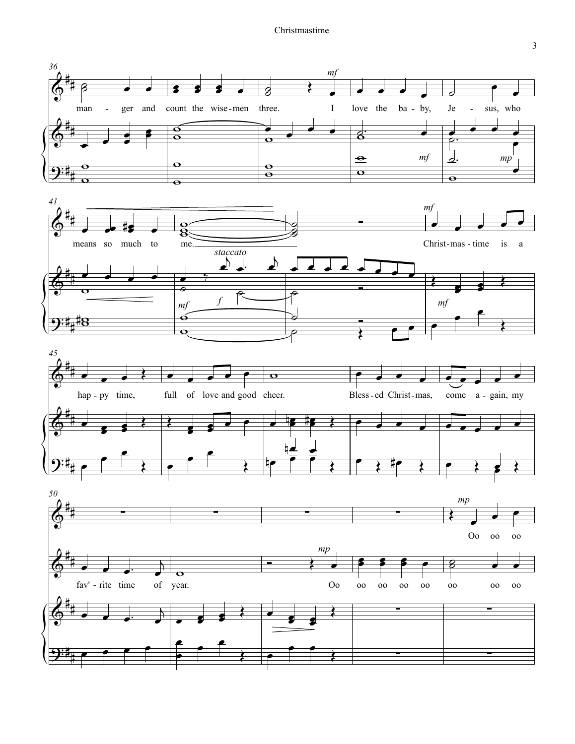man - ger and count the wise - men three. I love the ba - by, Je - sus, who

means so much to me. Christ - mas - time is a

hap - py time, full of love and good cheer. Bless - ed Christ - mas, come a - gain, my

fav' - rite time of year.

Oo oo oo oo oo oo oo oo

Oo oo oo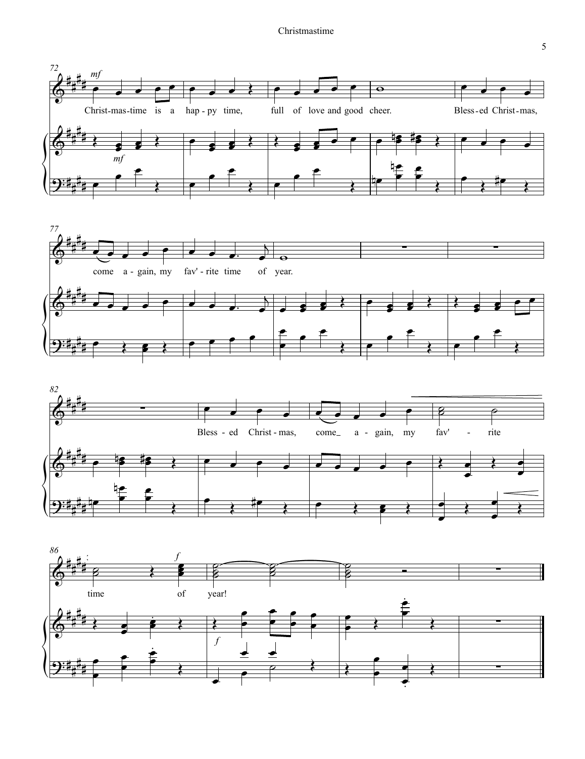72

*mf*

Christ-mas-time is a hap-py time, full of love and good cheer. Bless-ed Christ-mas,

77

come a-gain, my fav'-rite time of year.

82

Bless-ed Christ-mas, come a-gain, my fav'-rite

86

*f*

time of year!